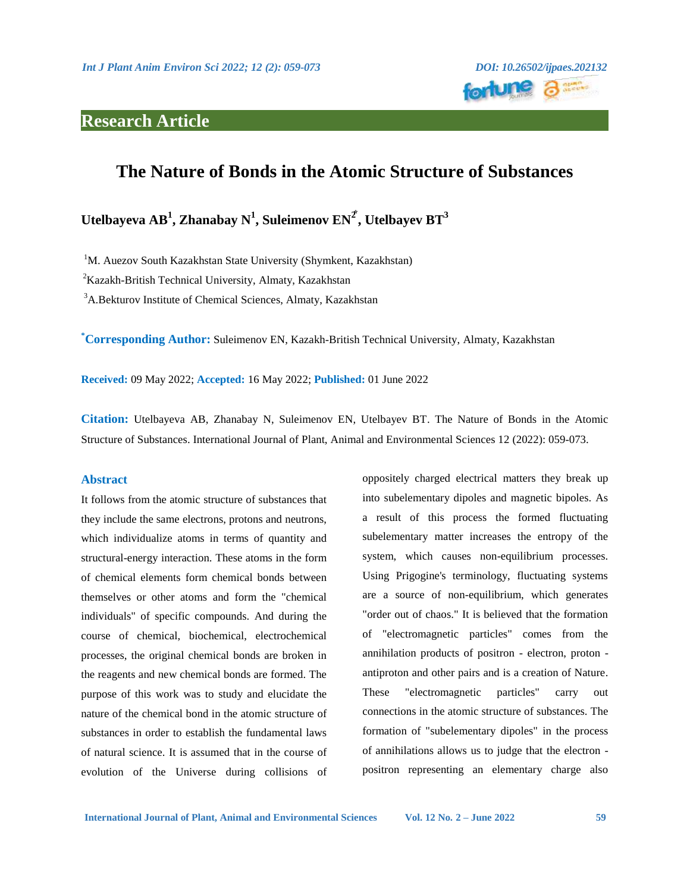## Research Article

# The Nature of Bonds in the Atomic Structure of Substances

**Utelbayeva AB[1], Zhanabay N[1], Suleimenov EN[2*], Utelbayev BT[3]**

[1]M. Auezov South Kazakhstan State University (Shymkent, Kazakhstan)

[2]Kazakh-British Technical University, Almaty, Kazakhstan

[3]A.Bekturov Institute of Chemical Sciences, Almaty, Kazakhstan

**[*]Corresponding Author:** Suleimenov EN, Kazakh-British Technical University, Almaty, Kazakhstan

**Received:** 09 May 2022; **Accepted:** 16 May 2022; **Published:** 01 June 2022

**Citation:** Utelbayeva AB, Zhanabay N, Suleimenov EN, Utelbayev BT. The Nature of Bonds in the Atomic Structure of Substances. International Journal of Plant, Animal and Environmental Sciences 12 (2022): 059-073.

## Abstract

It follows from the atomic structure of substances that they include the same electrons, protons and neutrons, which individualize atoms in terms of quantity and structural-energy interaction. These atoms in the form of chemical elements form chemical bonds between themselves or other atoms and form the "chemical individuals" of specific compounds. And during the course of chemical, biochemical, electrochemical processes, the original chemical bonds are broken in the reagents and new chemical bonds are formed. The purpose of this work was to study and elucidate the nature of the chemical bond in the atomic structure of substances in order to establish the fundamental laws of natural science. It is assumed that in the course of evolution of the Universe during collisions of oppositely charged electrical matters they break up into subelementary dipoles and magnetic bipoles. As a result of this process the formed fluctuating subelementary matter increases the entropy of the system, which causes non-equilibrium processes. Using Prigogine's terminology, fluctuating systems are a source of non-equilibrium, which generates "order out of chaos." It is believed that the formation of "electromagnetic particles" comes from the annihilation products of positron - electron, proton - antiproton and other pairs and is a creation of Nature. These "electromagnetic particles" carry out connections in the atomic structure of substances. The formation of "subelementary dipoles" in the process of annihilations allows us to judge that the electron - positron representing an elementary charge also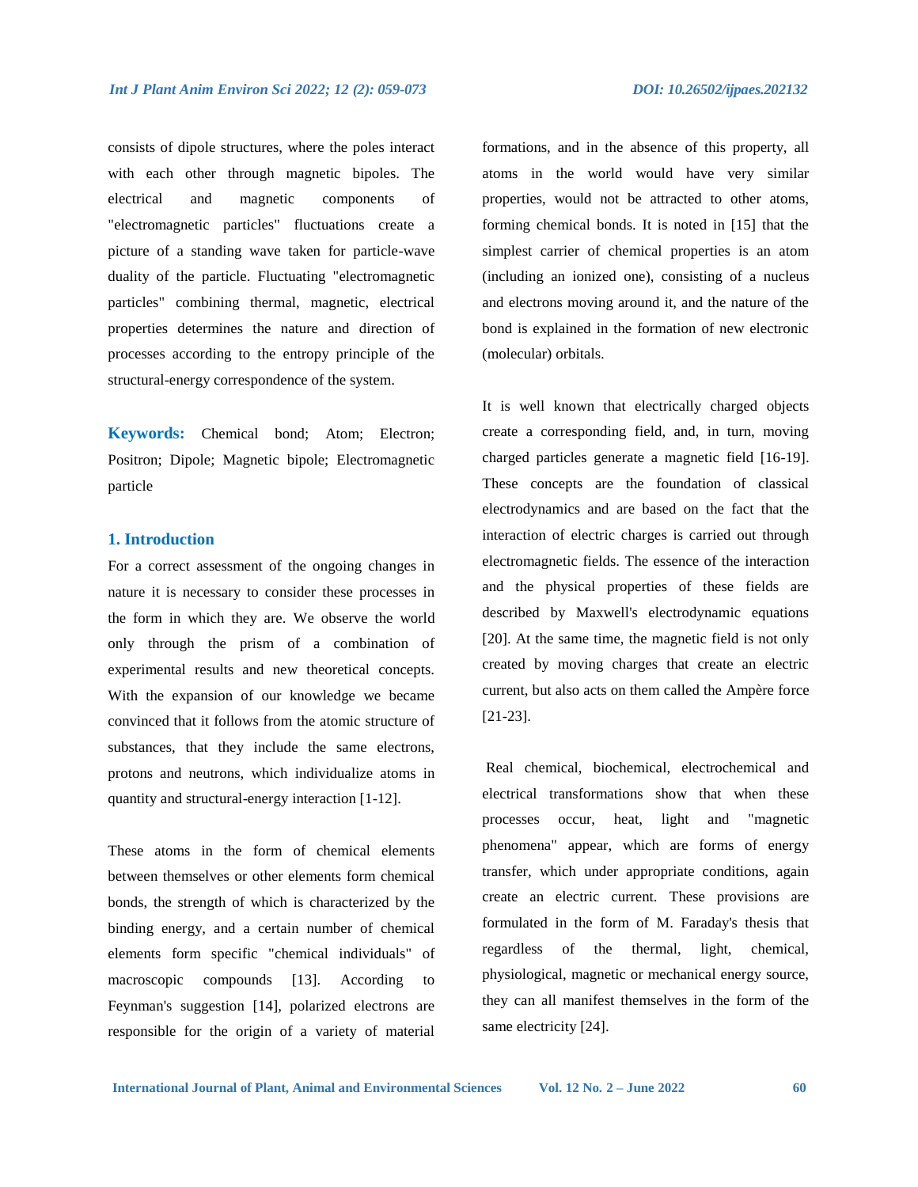consists of dipole structures, where the poles interact with each other through magnetic bipoles. The electrical and magnetic components of "electromagnetic particles" fluctuations create a picture of a standing wave taken for particle-wave duality of the particle. Fluctuating "electromagnetic particles" combining thermal, magnetic, electrical properties determines the nature and direction of processes according to the entropy principle of the structural-energy correspondence of the system.

**Keywords:** Chemical bond; Atom; Electron; Positron; Dipole; Magnetic bipole; Electromagnetic particle

## 1. Introduction

For a correct assessment of the ongoing changes in nature it is necessary to consider these processes in the form in which they are. We observe the world only through the prism of a combination of experimental results and new theoretical concepts. With the expansion of our knowledge we became convinced that it follows from the atomic structure of substances, that they include the same electrons, protons and neutrons, which individualize atoms in quantity and structural-energy interaction [1-12].

These atoms in the form of chemical elements between themselves or other elements form chemical bonds, the strength of which is characterized by the binding energy, and a certain number of chemical elements form specific "chemical individuals" of macroscopic compounds [13]. According to Feynman's suggestion [14], polarized electrons are responsible for the origin of a variety of material formations, and in the absence of this property, all atoms in the world would have very similar properties, would not be attracted to other atoms, forming chemical bonds. It is noted in [15] that the simplest carrier of chemical properties is an atom (including an ionized one), consisting of a nucleus and electrons moving around it, and the nature of the bond is explained in the formation of new electronic (molecular) orbitals.

It is well known that electrically charged objects create a corresponding field, and, in turn, moving charged particles generate a magnetic field [16-19]. These concepts are the foundation of classical electrodynamics and are based on the fact that the interaction of electric charges is carried out through electromagnetic fields. The essence of the interaction and the physical properties of these fields are described by Maxwell's electrodynamic equations [20]. At the same time, the magnetic field is not only created by moving charges that create an electric current, but also acts on them called the Ampère force [21-23].

Real chemical, biochemical, electrochemical and electrical transformations show that when these processes occur, heat, light and "magnetic phenomena" appear, which are forms of energy transfer, which under appropriate conditions, again create an electric current. These provisions are formulated in the form of M. Faraday's thesis that regardless of the thermal, light, chemical, physiological, magnetic or mechanical energy source, they can all manifest themselves in the form of the same electricity [24].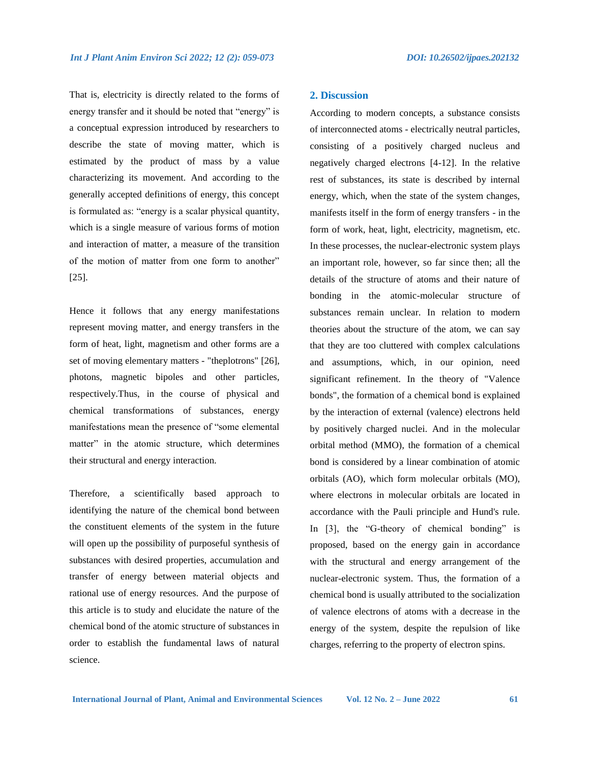That is, electricity is directly related to the forms of energy transfer and it should be noted that "energy" is a conceptual expression introduced by researchers to describe the state of moving matter, which is estimated by the product of mass by a value characterizing its movement. And according to the generally accepted definitions of energy, this concept is formulated as: "energy is a scalar physical quantity, which is a single measure of various forms of motion and interaction of matter, a measure of the transition of the motion of matter from one form to another" [25].

Hence it follows that any energy manifestations represent moving matter, and energy transfers in the form of heat, light, magnetism and other forms are a set of moving elementary matters - "theplotrons" [26], photons, magnetic bipoles and other particles, respectively.Thus, in the course of physical and chemical transformations of substances, energy manifestations mean the presence of "some elemental matter" in the atomic structure, which determines their structural and energy interaction.

Therefore, a scientifically based approach to identifying the nature of the chemical bond between the constituent elements of the system in the future will open up the possibility of purposeful synthesis of substances with desired properties, accumulation and transfer of energy between material objects and rational use of energy resources. And the purpose of this article is to study and elucidate the nature of the chemical bond of the atomic structure of substances in order to establish the fundamental laws of natural science.

## 2. Discussion

According to modern concepts, a substance consists of interconnected atoms - electrically neutral particles, consisting of a positively charged nucleus and negatively charged electrons [4-12]. In the relative rest of substances, its state is described by internal energy, which, when the state of the system changes, manifests itself in the form of energy transfers - in the form of work, heat, light, electricity, magnetism, etc. In these processes, the nuclear-electronic system plays an important role, however, so far since then; all the details of the structure of atoms and their nature of bonding in the atomic-molecular structure of substances remain unclear. In relation to modern theories about the structure of the atom, we can say that they are too cluttered with complex calculations and assumptions, which, in our opinion, need significant refinement. In the theory of "Valence bonds", the formation of a chemical bond is explained by the interaction of external (valence) electrons held by positively charged nuclei. And in the molecular orbital method (MMO), the formation of a chemical bond is considered by a linear combination of atomic orbitals (AO), which form molecular orbitals (MO), where electrons in molecular orbitals are located in accordance with the Pauli principle and Hund's rule. In [3], the "G-theory of chemical bonding" is proposed, based on the energy gain in accordance with the structural and energy arrangement of the nuclear-electronic system. Thus, the formation of a chemical bond is usually attributed to the socialization of valence electrons of atoms with a decrease in the energy of the system, despite the repulsion of like charges, referring to the property of electron spins.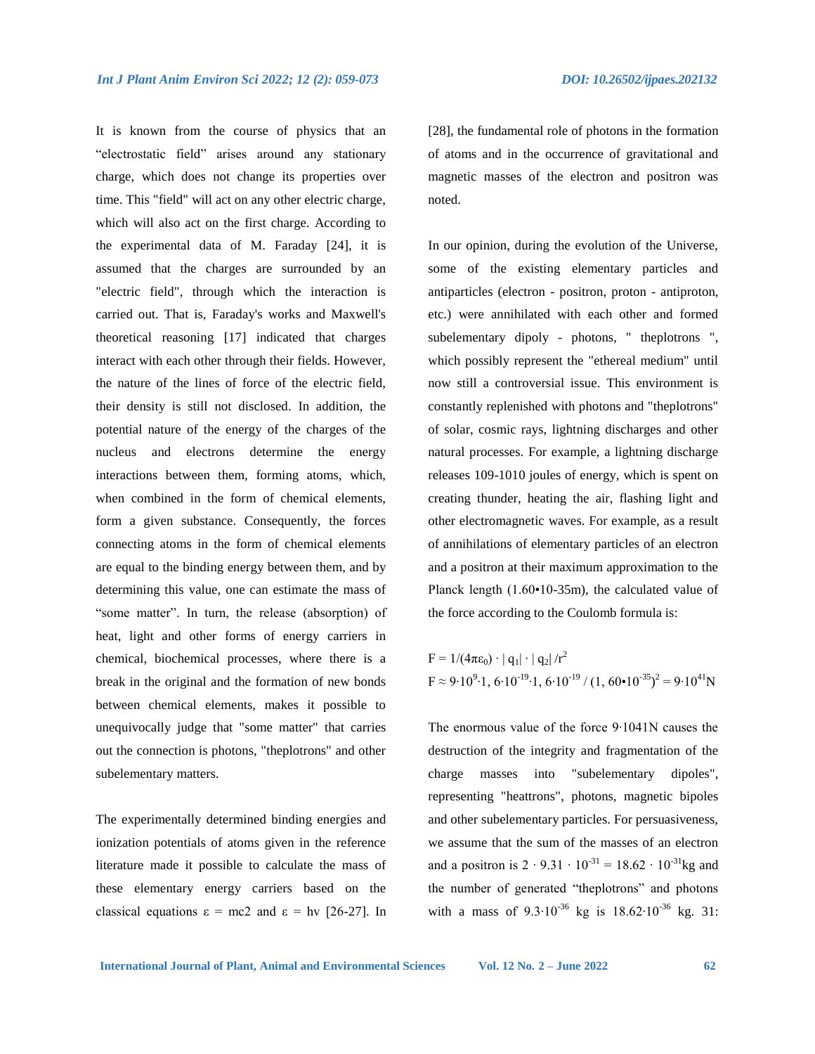It is known from the course of physics that an "electrostatic field" arises around any stationary charge, which does not change its properties over time. This "field" will act on any other electric charge, which will also act on the first charge. According to the experimental data of M. Faraday [24], it is assumed that the charges are surrounded by an "electric field", through which the interaction is carried out. That is, Faraday's works and Maxwell's theoretical reasoning [17] indicated that charges interact with each other through their fields. However, the nature of the lines of force of the electric field, their density is still not disclosed. In addition, the potential nature of the energy of the charges of the nucleus and electrons determine the energy interactions between them, forming atoms, which, when combined in the form of chemical elements, form a given substance. Consequently, the forces connecting atoms in the form of chemical elements are equal to the binding energy between them, and by determining this value, one can estimate the mass of "some matter". In turn, the release (absorption) of heat, light and other forms of energy carriers in chemical, biochemical processes, where there is a break in the original and the formation of new bonds between chemical elements, makes it possible to unequivocally judge that "some matter" that carries out the connection is photons, "theplotrons" and other subelementary matters.

The experimentally determined binding energies and ionization potentials of atoms given in the reference literature made it possible to calculate the mass of these elementary energy carriers based on the classical equations ε = mc2 and ε = hν [26-27]. In [28], the fundamental role of photons in the formation of atoms and in the occurrence of gravitational and magnetic masses of the electron and positron was noted.

In our opinion, during the evolution of the Universe, some of the existing elementary particles and antiparticles (electron - positron, proton - antiproton, etc.) were annihilated with each other and formed subelementary dipoly - photons, " theplotrons ", which possibly represent the "ethereal medium" until now still a controversial issue. This environment is constantly replenished with photons and "theplotrons" of solar, cosmic rays, lightning discharges and other natural processes. For example, a lightning discharge releases 109-1010 joules of energy, which is spent on creating thunder, heating the air, flashing light and other electromagnetic waves. For example, as a result of annihilations of elementary particles of an electron and a positron at their maximum approximation to the Planck length (1.60•10-35m), the calculated value of the force according to the Coulomb formula is:

$$F = 1/(4\pi\varepsilon_0) \cdot |q_1| \cdot |q_2| / r^2$$

$$F \approx 9 \cdot 10^9 \cdot 1,6 \cdot 10^{-19} \cdot 1,6 \cdot 10^{-19} / (1,60 \cdot 10^{-35})^2 = 9 \cdot 10^{41} N$$

The enormous value of the force 9·1041N causes the destruction of the integrity and fragmentation of the charge masses into "subelementary dipoles", representing "heattrons", photons, magnetic bipoles and other subelementary particles. For persuasiveness, we assume that the sum of the masses of an electron and a positron is $2 \cdot 9.31 \cdot 10^{-31} = 18.62 \cdot 10^{-31}$kg and the number of generated "theplotrons" and photons with a mass of $9.3 \cdot 10^{-36}$ kg is $18.62 \cdot 10^{-36}$ kg. 31: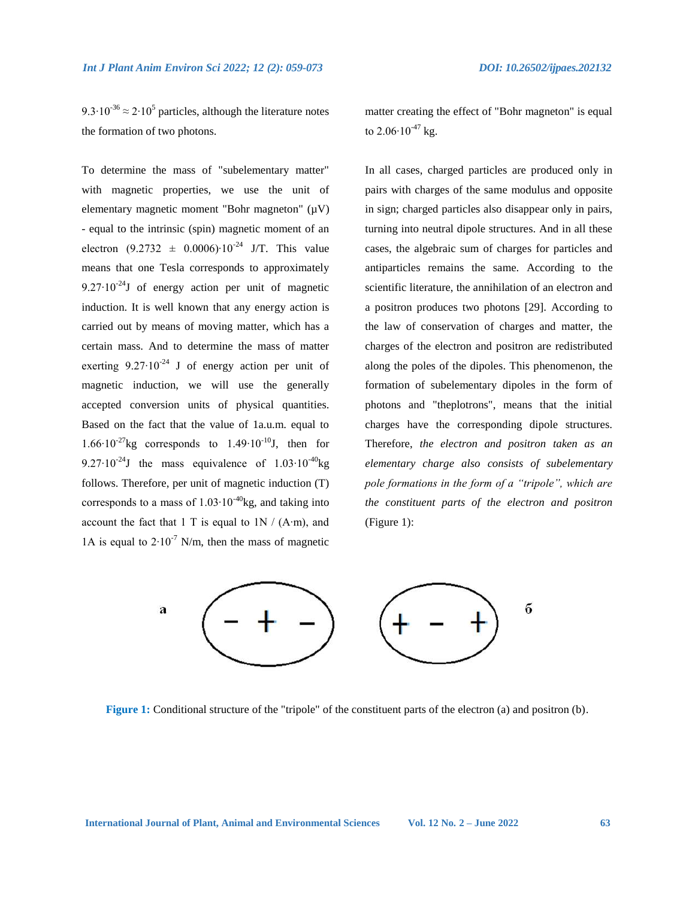$9.3 \cdot 10^{-36} \approx 2 \cdot 10^{5}$ particles, although the literature notes the formation of two photons.

To determine the mass of "subelementary matter" with magnetic properties, we use the unit of elementary magnetic moment "Bohr magneton" (μV) - equal to the intrinsic (spin) magnetic moment of an electron $(9.2732 \pm 0.0006) \cdot 10^{-24}$ J/T. This value means that one Tesla corresponds to approximately $9.27 \cdot 10^{-24}$J of energy action per unit of magnetic induction. It is well known that any energy action is carried out by means of moving matter, which has a certain mass. And to determine the mass of matter exerting $9.27 \cdot 10^{-24}$ J of energy action per unit of magnetic induction, we will use the generally accepted conversion units of physical quantities. Based on the fact that the value of 1a.u.m. equal to $1.66 \cdot 10^{-27}$kg corresponds to $1.49 \cdot 10^{-10}$J, then for $9.27 \cdot 10^{-24}$J the mass equivalence of $1.03 \cdot 10^{-40}$kg follows. Therefore, per unit of magnetic induction (T) corresponds to a mass of $1.03 \cdot 10^{-40}$kg, and taking into account the fact that 1 T is equal to 1N / (A·m), and 1A is equal to $2 \cdot 10^{-7}$ N/m, then the mass of magnetic matter creating the effect of "Bohr magneton" is equal to $2.06 \cdot 10^{-47}$ kg.

In all cases, charged particles are produced only in pairs with charges of the same modulus and opposite in sign; charged particles also disappear only in pairs, turning into neutral dipole structures. And in all these cases, the algebraic sum of charges for particles and antiparticles remains the same. According to the scientific literature, the annihilation of an electron and a positron produces two photons [29]. According to the law of conservation of charges and matter, the charges of the electron and positron are redistributed along the poles of the dipoles. This phenomenon, the formation of subelementary dipoles in the form of photons and "theplotrons", means that the initial charges have the corresponding dipole structures. Therefore, *the electron and positron taken as an elementary charge also consists of subelementary pole formations in the form of a "tripole", which are the constituent parts of the electron and positron* (Figure 1):

a ( − + − )    ( + − + ) б

**Figure 1:** Conditional structure of the "tripole" of the constituent parts of the electron (a) and positron (b).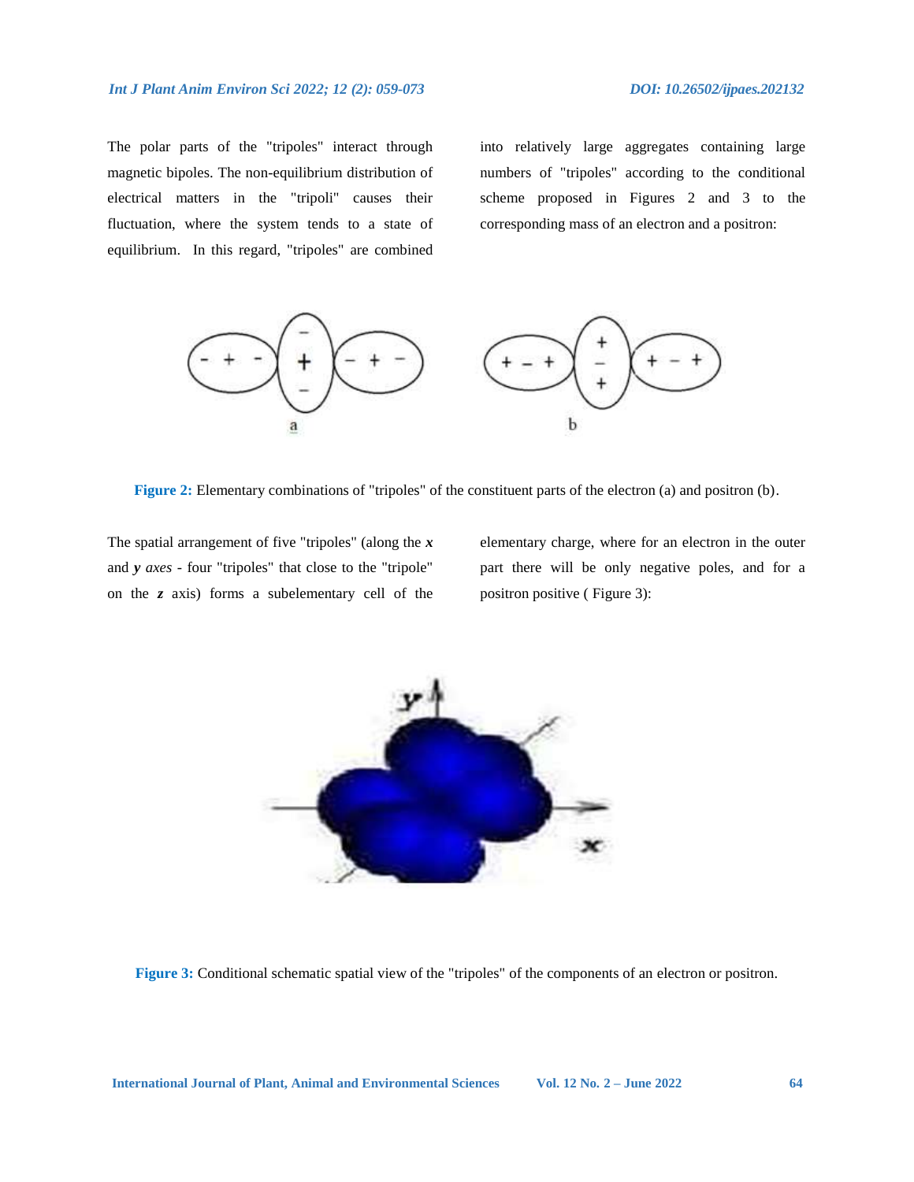The polar parts of the "tripoles" interact through magnetic bipoles. The non-equilibrium distribution of electrical matters in the "tripoli" causes their fluctuation, where the system tends to a state of equilibrium. In this regard, "tripoles" are combined into relatively large aggregates containing large numbers of "tripoles" according to the conditional scheme proposed in Figures 2 and 3 to the corresponding mass of an electron and a positron:

**Figure 2:** Elementary combinations of "tripoles" of the constituent parts of the electron (a) and positron (b).

The spatial arrangement of five "tripoles" (along the ***x*** and ***y*** *axes* - four "tripoles" that close to the "tripole" on the ***z*** axis) forms a subelementary cell of the elementary charge, where for an electron in the outer part there will be only negative poles, and for a positron positive ( Figure 3):

**Figure 3:** Conditional schematic spatial view of the "tripoles" of the components of an electron or positron.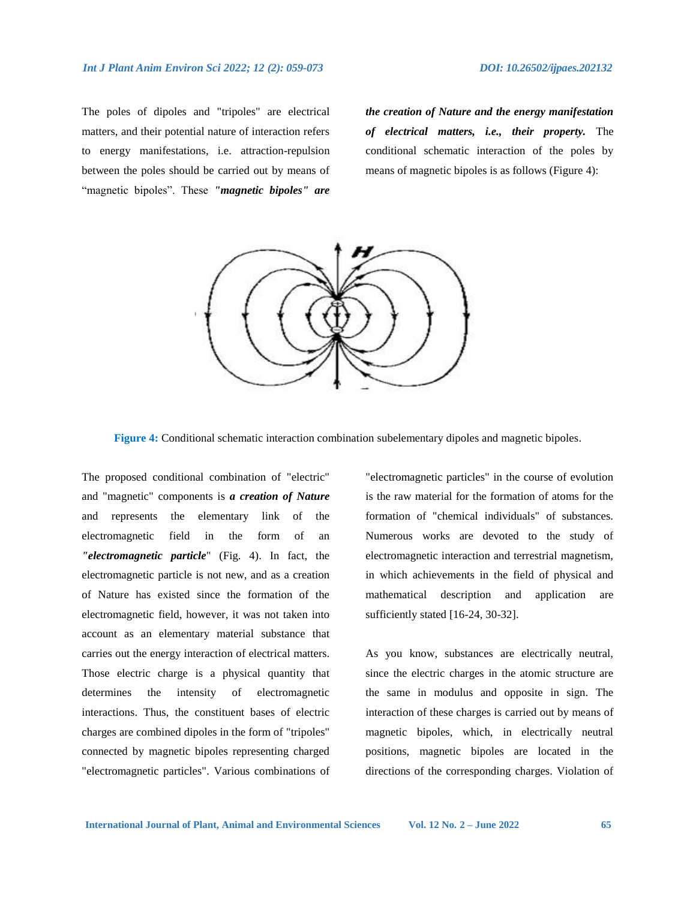The poles of dipoles and "tripoles" are electrical matters, and their potential nature of interaction refers to energy manifestations, i.e. attraction-repulsion between the poles should be carried out by means of “magnetic bipoles”. These ***"magnetic bipoles" are the creation of Nature and the energy manifestation of electrical matters, i.e., their property.*** The conditional schematic interaction of the poles by means of magnetic bipoles is as follows (Figure 4):

**Figure 4:** Conditional schematic interaction combination subelementary dipoles and magnetic bipoles.

The proposed conditional combination of "electric" and "magnetic" components is ***a creation of Nature*** and represents the elementary link of the electromagnetic field in the form of an ***"electromagnetic particle***" (Fig. 4). In fact, the electromagnetic particle is not new, and as a creation of Nature has existed since the formation of the electromagnetic field, however, it was not taken into account as an elementary material substance that carries out the energy interaction of electrical matters. Those electric charge is a physical quantity that determines the intensity of electromagnetic interactions. Thus, the constituent bases of electric charges are combined dipoles in the form of "tripoles" connected by magnetic bipoles representing charged "electromagnetic particles". Various combinations of "electromagnetic particles" in the course of evolution is the raw material for the formation of atoms for the formation of "chemical individuals" of substances. Numerous works are devoted to the study of electromagnetic interaction and terrestrial magnetism, in which achievements in the field of physical and mathematical description and application are sufficiently stated [16-24, 30-32].

As you know, substances are electrically neutral, since the electric charges in the atomic structure are the same in modulus and opposite in sign. The interaction of these charges is carried out by means of magnetic bipoles, which, in electrically neutral positions, magnetic bipoles are located in the directions of the corresponding charges. Violation of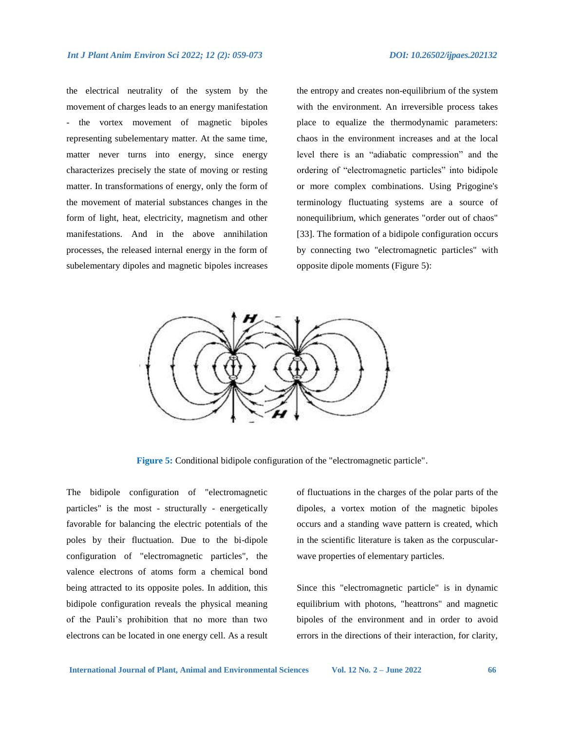the electrical neutrality of the system by the movement of charges leads to an energy manifestation - the vortex movement of magnetic bipoles representing subelementary matter. At the same time, matter never turns into energy, since energy characterizes precisely the state of moving or resting matter. In transformations of energy, only the form of the movement of material substances changes in the form of light, heat, electricity, magnetism and other manifestations. And in the above annihilation processes, the released internal energy in the form of subelementary dipoles and magnetic bipoles increases the entropy and creates non-equilibrium of the system with the environment. An irreversible process takes place to equalize the thermodynamic parameters: chaos in the environment increases and at the local level there is an "adiabatic compression" and the ordering of "electromagnetic particles" into bidipole or more complex combinations. Using Prigogine's terminology fluctuating systems are a source of nonequilibrium, which generates "order out of chaos" [33]. The formation of a bidipole configuration occurs by connecting two "electromagnetic particles" with opposite dipole moments (Figure 5):

**Figure 5:** Conditional bidipole configuration of the "electromagnetic particle".

The bidipole configuration of "electromagnetic particles" is the most - structurally - energetically favorable for balancing the electric potentials of the poles by their fluctuation. Due to the bi-dipole configuration of "electromagnetic particles", the valence electrons of atoms form a chemical bond being attracted to its opposite poles. In addition, this bidipole configuration reveals the physical meaning of the Pauli's prohibition that no more than two electrons can be located in one energy cell. As a result of fluctuations in the charges of the polar parts of the dipoles, a vortex motion of the magnetic bipoles occurs and a standing wave pattern is created, which in the scientific literature is taken as the corpuscular-wave properties of elementary particles.

Since this "electromagnetic particle" is in dynamic equilibrium with photons, "heattrons" and magnetic bipoles of the environment and in order to avoid errors in the directions of their interaction, for clarity,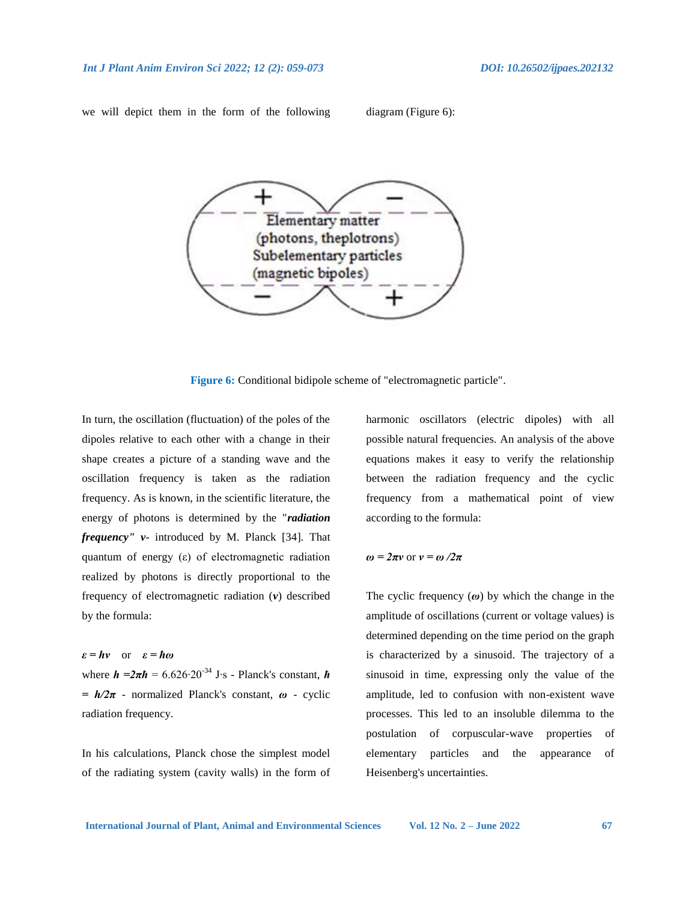we will depict them in the form of the following diagram (Figure 6):

Elementary matter (photons, theplotrons) Subelementary particles (magnetic bipoles)

**Figure 6:** Conditional bidipole scheme of "electromagnetic particle".

In turn, the oscillation (fluctuation) of the poles of the dipoles relative to each other with a change in their shape creates a picture of a standing wave and the oscillation frequency is taken as the radiation frequency. As is known, in the scientific literature, the energy of photons is determined by the "***radiation frequency" v***- introduced by M. Planck [34]. That quantum of energy ($\varepsilon$) of electromagnetic radiation realized by photons is directly proportional to the frequency of electromagnetic radiation ($\nu$) described by the formula:

$\varepsilon = h\nu$ or $\varepsilon = \hbar\omega$

where $h = 2\pi\hbar = 6.626 \cdot 20^{-34}$ J·s - Planck's constant, $\hbar = h/2\pi$ - normalized Planck's constant, $\omega$ - cyclic radiation frequency.

In his calculations, Planck chose the simplest model of the radiating system (cavity walls) in the form of harmonic oscillators (electric dipoles) with all possible natural frequencies. An analysis of the above equations makes it easy to verify the relationship between the radiation frequency and the cyclic frequency from a mathematical point of view according to the formula:

$\omega = 2\pi\nu$ or $\nu = \omega /2\pi$

The cyclic frequency ($\omega$) by which the change in the amplitude of oscillations (current or voltage values) is determined depending on the time period on the graph is characterized by a sinusoid. The trajectory of a sinusoid in time, expressing only the value of the amplitude, led to confusion with non-existent wave processes. This led to an insoluble dilemma to the postulation of corpuscular-wave properties of elementary particles and the appearance of Heisenberg's uncertainties.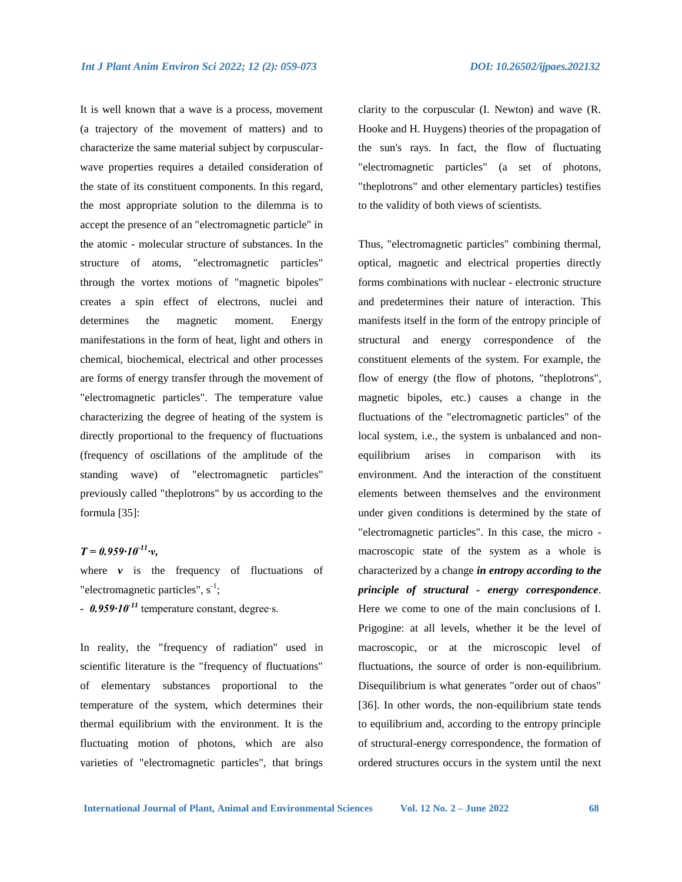It is well known that a wave is a process, movement (a trajectory of the movement of matters) and to characterize the same material subject by corpuscular-wave properties requires a detailed consideration of the state of its constituent components. In this regard, the most appropriate solution to the dilemma is to accept the presence of an "electromagnetic particle" in the atomic - molecular structure of substances. In the structure of atoms, "electromagnetic particles" through the vortex motions of "magnetic bipoles" creates a spin effect of electrons, nuclei and determines the magnetic moment. Energy manifestations in the form of heat, light and others in chemical, biochemical, electrical and other processes are forms of energy transfer through the movement of "electromagnetic particles". The temperature value characterizing the degree of heating of the system is directly proportional to the frequency of fluctuations (frequency of oscillations of the amplitude of the standing wave) of "electromagnetic particles" previously called "theplotrons" by us according to the formula [35]:

$$T = 0.959 \cdot 10^{-11} \cdot \nu,$$

where $\nu$ is the frequency of fluctuations of "electromagnetic particles", $s^{-1}$;

- $0.959 \cdot 10^{-11}$ temperature constant, degree·s.

In reality, the "frequency of radiation" used in scientific literature is the "frequency of fluctuations" of elementary substances proportional to the temperature of the system, which determines their thermal equilibrium with the environment. It is the fluctuating motion of photons, which are also varieties of "electromagnetic particles", that brings clarity to the corpuscular (I. Newton) and wave (R. Hooke and H. Huygens) theories of the propagation of the sun's rays. In fact, the flow of fluctuating "electromagnetic particles" (a set of photons, "theplotrons" and other elementary particles) testifies to the validity of both views of scientists.

Thus, "electromagnetic particles" combining thermal, optical, magnetic and electrical properties directly forms combinations with nuclear - electronic structure and predetermines their nature of interaction. This manifests itself in the form of the entropy principle of structural and energy correspondence of the constituent elements of the system. For example, the flow of energy (the flow of photons, "theplotrons", magnetic bipoles, etc.) causes a change in the fluctuations of the "electromagnetic particles" of the local system, i.e., the system is unbalanced and non-equilibrium arises in comparison with its environment. And the interaction of the constituent elements between themselves and the environment under given conditions is determined by the state of "electromagnetic particles". In this case, the micro - macroscopic state of the system as a whole is characterized by a change ***in entropy according to the principle of structural - energy correspondence***. Here we come to one of the main conclusions of I. Prigogine: at all levels, whether it be the level of macroscopic, or at the microscopic level of fluctuations, the source of order is non-equilibrium. Disequilibrium is what generates "order out of chaos" [36]. In other words, the non-equilibrium state tends to equilibrium and, according to the entropy principle of structural-energy correspondence, the formation of ordered structures occurs in the system until the next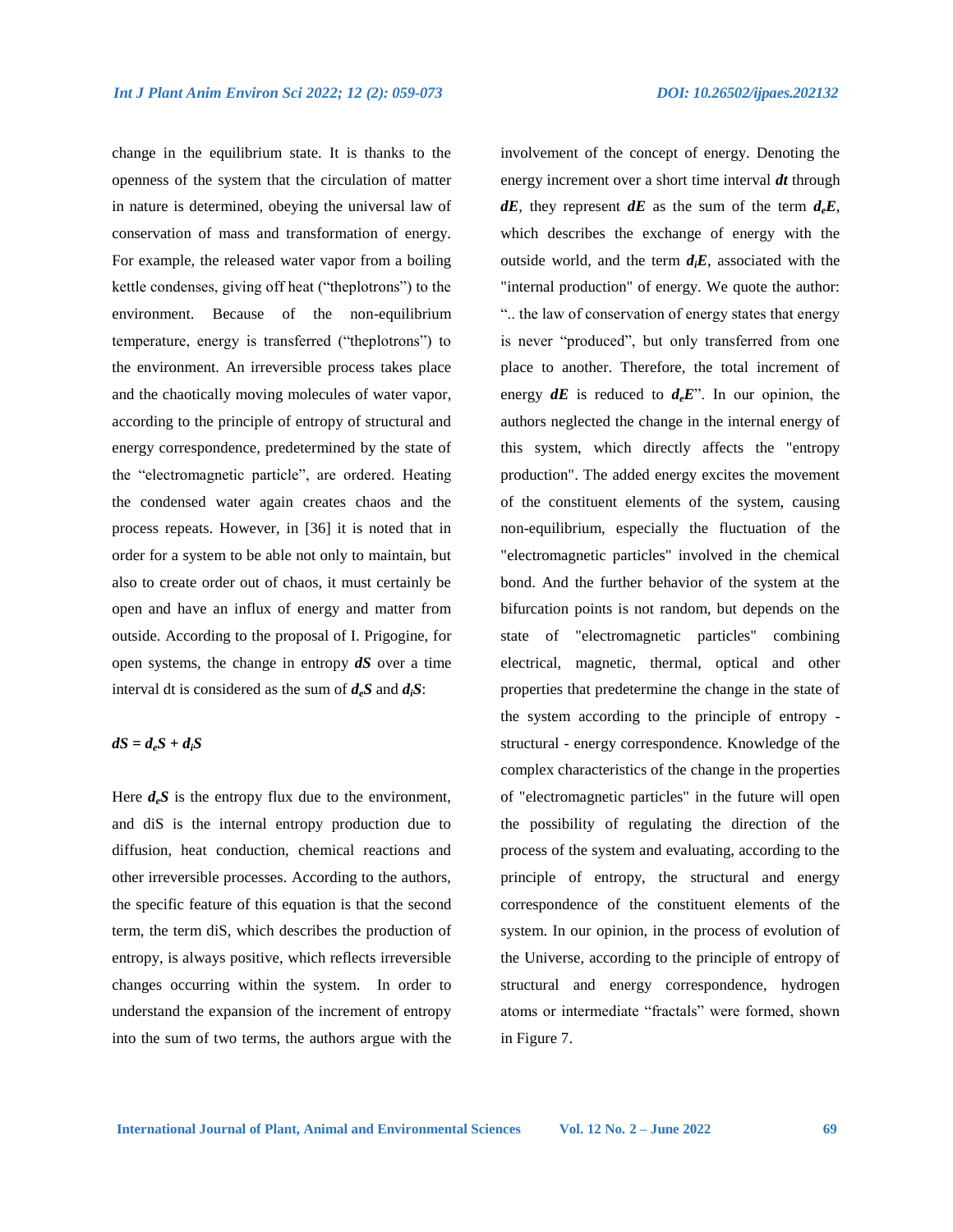change in the equilibrium state. It is thanks to the openness of the system that the circulation of matter in nature is determined, obeying the universal law of conservation of mass and transformation of energy. For example, the released water vapor from a boiling kettle condenses, giving off heat ("theplotrons") to the environment. Because of the non-equilibrium temperature, energy is transferred ("theplotrons") to the environment. An irreversible process takes place and the chaotically moving molecules of water vapor, according to the principle of entropy of structural and energy correspondence, predetermined by the state of the "electromagnetic particle", are ordered. Heating the condensed water again creates chaos and the process repeats. However, in [36] it is noted that in order for a system to be able not only to maintain, but also to create order out of chaos, it must certainly be open and have an influx of energy and matter from outside. According to the proposal of I. Prigogine, for open systems, the change in entropy $dS$ over a time interval dt is considered as the sum of $d_eS$ and $d_iS$:

$$dS = d_eS + d_iS$$

Here $d_eS$ is the entropy flux due to the environment, and diS is the internal entropy production due to diffusion, heat conduction, chemical reactions and other irreversible processes. According to the authors, the specific feature of this equation is that the second term, the term diS, which describes the production of entropy, is always positive, which reflects irreversible changes occurring within the system. In order to understand the expansion of the increment of entropy into the sum of two terms, the authors argue with the involvement of the concept of energy. Denoting the energy increment over a short time interval $dt$ through $dE$, they represent $dE$ as the sum of the term $d_eE$, which describes the exchange of energy with the outside world, and the term $d_iE$, associated with the "internal production" of energy. We quote the author: ".. the law of conservation of energy states that energy is never "produced", but only transferred from one place to another. Therefore, the total increment of energy $dE$ is reduced to $d_eE$". In our opinion, the authors neglected the change in the internal energy of this system, which directly affects the "entropy production". The added energy excites the movement of the constituent elements of the system, causing non-equilibrium, especially the fluctuation of the "electromagnetic particles" involved in the chemical bond. And the further behavior of the system at the bifurcation points is not random, but depends on the state of "electromagnetic particles" combining electrical, magnetic, thermal, optical and other properties that predetermine the change in the state of the system according to the principle of entropy - structural - energy correspondence. Knowledge of the complex characteristics of the change in the properties of "electromagnetic particles" in the future will open the possibility of regulating the direction of the process of the system and evaluating, according to the principle of entropy, the structural and energy correspondence of the constituent elements of the system. In our opinion, in the process of evolution of the Universe, according to the principle of entropy of structural and energy correspondence, hydrogen atoms or intermediate "fractals" were formed, shown in Figure 7.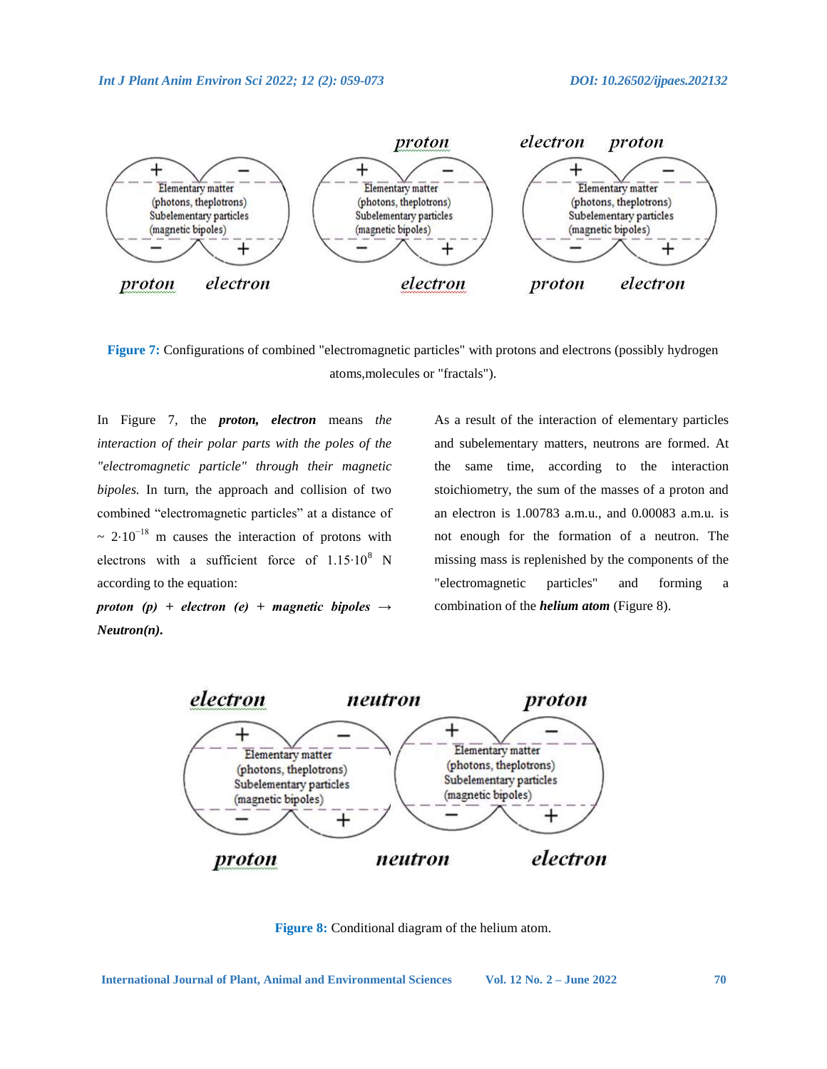Figure 7: Configurations of combined "electromagnetic particles" with protons and electrons (possibly hydrogen atoms,molecules or "fractals").

In Figure 7, the ***proton, electron*** means *the interaction of their polar parts with the poles of the "electromagnetic particle" through their magnetic bipoles.* In turn, the approach and collision of two combined "electromagnetic particles" at a distance of ~ $2{\cdot}10^{-18}$ m causes the interaction of protons with electrons with a sufficient force of $1.15{\cdot}10^{8}$ N according to the equation:

***proton (p) + electron (e) + magnetic bipoles → Neutron(n).***

As a result of the interaction of elementary particles and subelementary matters, neutrons are formed. At the same time, according to the interaction stoichiometry, the sum of the masses of a proton and an electron is 1.00783 a.m.u., and 0.00083 a.m.u. is not enough for the formation of a neutron. The missing mass is replenished by the components of the "electromagnetic particles" and forming a combination of the ***helium atom*** (Figure 8).

Figure 8: Conditional diagram of the helium atom.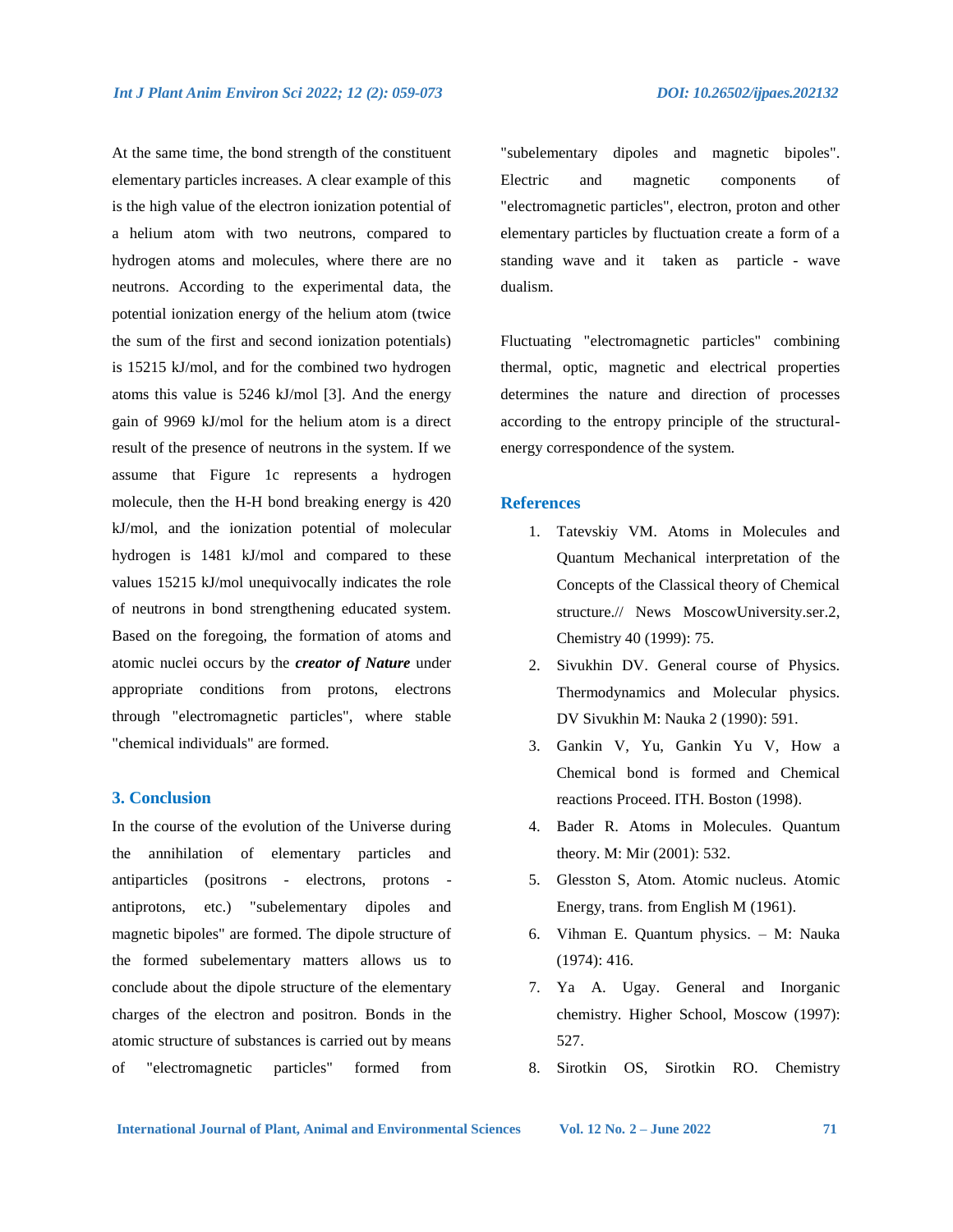At the same time, the bond strength of the constituent elementary particles increases. A clear example of this is the high value of the electron ionization potential of a helium atom with two neutrons, compared to hydrogen atoms and molecules, where there are no neutrons. According to the experimental data, the potential ionization energy of the helium atom (twice the sum of the first and second ionization potentials) is 15215 kJ/mol, and for the combined two hydrogen atoms this value is 5246 kJ/mol [3]. And the energy gain of 9969 kJ/mol for the helium atom is a direct result of the presence of neutrons in the system. If we assume that Figure 1c represents a hydrogen molecule, then the H-H bond breaking energy is 420 kJ/mol, and the ionization potential of molecular hydrogen is 1481 kJ/mol and compared to these values 15215 kJ/mol unequivocally indicates the role of neutrons in bond strengthening educated system. Based on the foregoing, the formation of atoms and atomic nuclei occurs by the ***creator of Nature*** under appropriate conditions from protons, electrons through "electromagnetic particles", where stable "chemical individuals" are formed.

## 3. Conclusion

In the course of the evolution of the Universe during the annihilation of elementary particles and antiparticles (positrons - electrons, protons - antiprotons, etc.) "subelementary dipoles and magnetic bipoles" are formed. The dipole structure of the formed subelementary matters allows us to conclude about the dipole structure of the elementary charges of the electron and positron. Bonds in the atomic structure of substances is carried out by means of "electromagnetic particles" formed from "subelementary dipoles and magnetic bipoles". Electric and magnetic components of "electromagnetic particles", electron, proton and other elementary particles by fluctuation create a form of a standing wave and it taken as particle - wave dualism.

Fluctuating "electromagnetic particles" combining thermal, optic, magnetic and electrical properties determines the nature and direction of processes according to the entropy principle of the structural-energy correspondence of the system.

## References

1. Tatevskiy VM. Atoms in Molecules and Quantum Mechanical interpretation of the Concepts of the Classical theory of Chemical structure.// News MoscowUniversity.ser.2, Chemistry 40 (1999): 75.
2. Sivukhin DV. General course of Physics. Thermodynamics and Molecular physics. DV Sivukhin M: Nauka 2 (1990): 591.
3. Gankin V, Yu, Gankin Yu V, How a Chemical bond is formed and Chemical reactions Proceed. ITH. Boston (1998).
4. Bader R. Atoms in Molecules. Quantum theory. M: Mir (2001): 532.
5. Glesston S, Atom. Atomic nucleus. Atomic Energy, trans. from English M (1961).
6. Vihman E. Quantum physics. – M: Nauka (1974): 416.
7. Ya A. Ugay. General and Inorganic chemistry. Higher School, Moscow (1997): 527.
8. Sirotkin OS, Sirotkin RO. Chemistry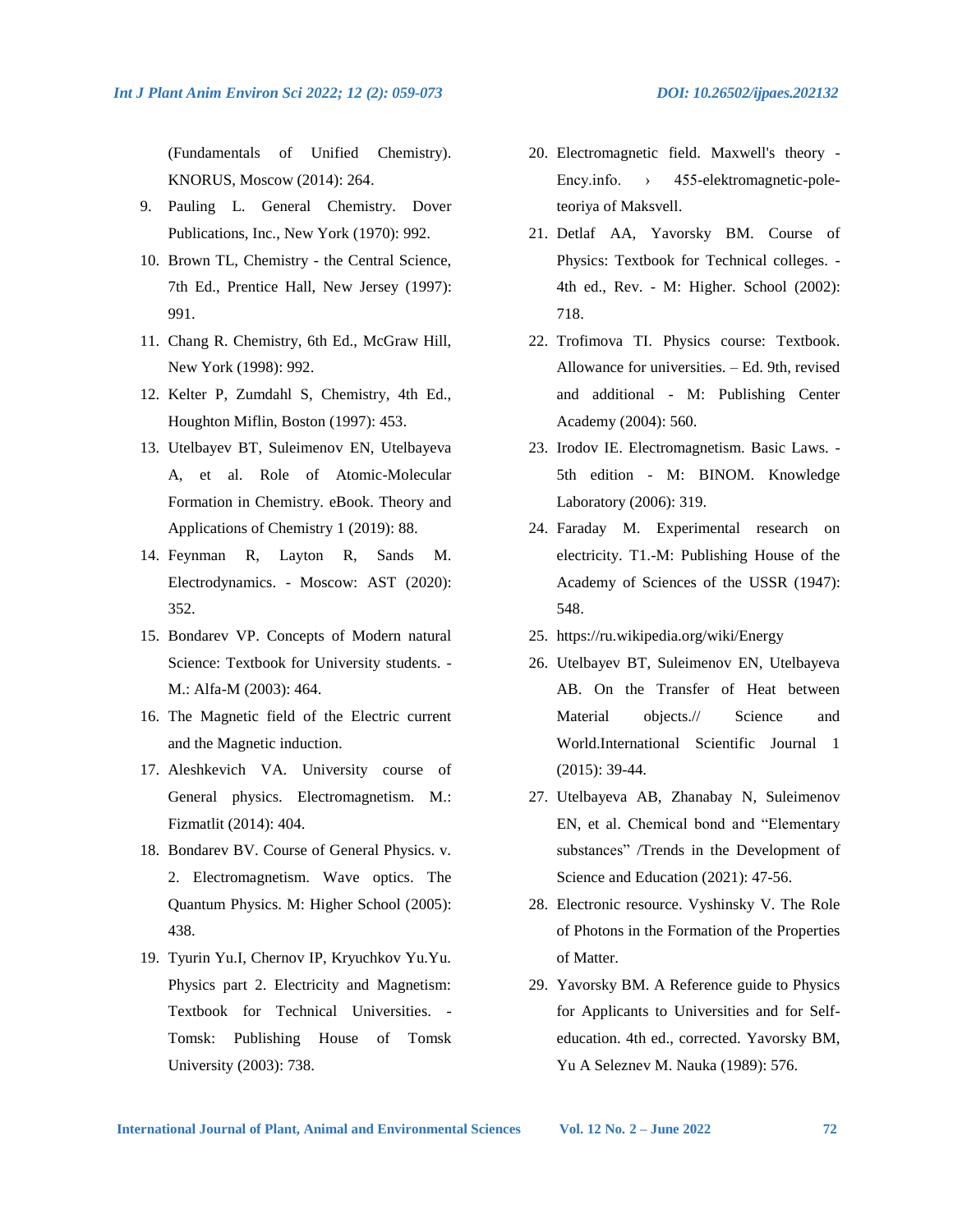(Fundamentals of Unified Chemistry). KNORUS, Moscow (2014): 264.

9. Pauling L. General Chemistry. Dover Publications, Inc., New York (1970): 992.
10. Brown TL, Chemistry - the Central Science, 7th Ed., Prentice Hall, New Jersey (1997): 991.
11. Chang R. Chemistry, 6th Ed., McGraw Hill, New York (1998): 992.
12. Kelter P, Zumdahl S, Chemistry, 4th Ed., Houghton Miflin, Boston (1997): 453.
13. Utelbayev BT, Suleimenov EN, Utelbayeva A, et al. Role of Atomic-Molecular Formation in Chemistry. eBook. Theory and Applications of Chemistry 1 (2019): 88.
14. Feynman R, Layton R, Sands M. Electrodynamics. - Moscow: AST (2020): 352.
15. Bondarev VP. Concepts of Modern natural Science: Textbook for University students. - M.: Alfa-M (2003): 464.
16. The Magnetic field of the Electric current and the Magnetic induction.
17. Aleshkevich VA. University course of General physics. Electromagnetism. M.: Fizmatlit (2014): 404.
18. Bondarev BV. Course of General Physics. v. 2. Electromagnetism. Wave optics. The Quantum Physics. M: Higher School (2005): 438.
19. Tyurin Yu.I, Chernov IP, Kryuchkov Yu.Yu. Physics part 2. Electricity and Magnetism: Textbook for Technical Universities. - Tomsk: Publishing House of Tomsk University (2003): 738.
20. Electromagnetic field. Maxwell's theory - Ency.info. › 455-elektromagnetic-pole-teoriya of Maksvell.
21. Detlaf AA, Yavorsky BM. Course of Physics: Textbook for Technical colleges. - 4th ed., Rev. - M: Higher. School (2002): 718.
22. Trofimova TI. Physics course: Textbook. Allowance for universities. – Ed. 9th, revised and additional - M: Publishing Center Academy (2004): 560.
23. Irodov IE. Electromagnetism. Basic Laws. - 5th edition - M: BINOM. Knowledge Laboratory (2006): 319.
24. Faraday M. Experimental research on electricity. T1.-M: Publishing House of the Academy of Sciences of the USSR (1947): 548.
25. https://ru.wikipedia.org/wiki/Energy
26. Utelbayev BT, Suleimenov EN, Utelbayeva AB. On the Transfer of Heat between Material objects.// Science and World.International Scientific Journal 1 (2015): 39-44.
27. Utelbayeva AB, Zhanabay N, Suleimenov EN, et al. Chemical bond and "Elementary substances" /Trends in the Development of Science and Education (2021): 47-56.
28. Electronic resource. Vyshinsky V. The Role of Photons in the Formation of the Properties of Matter.
29. Yavorsky BM. A Reference guide to Physics for Applicants to Universities and for Self-education. 4th ed., corrected. Yavorsky BM, Yu A Seleznev M. Nauka (1989): 576.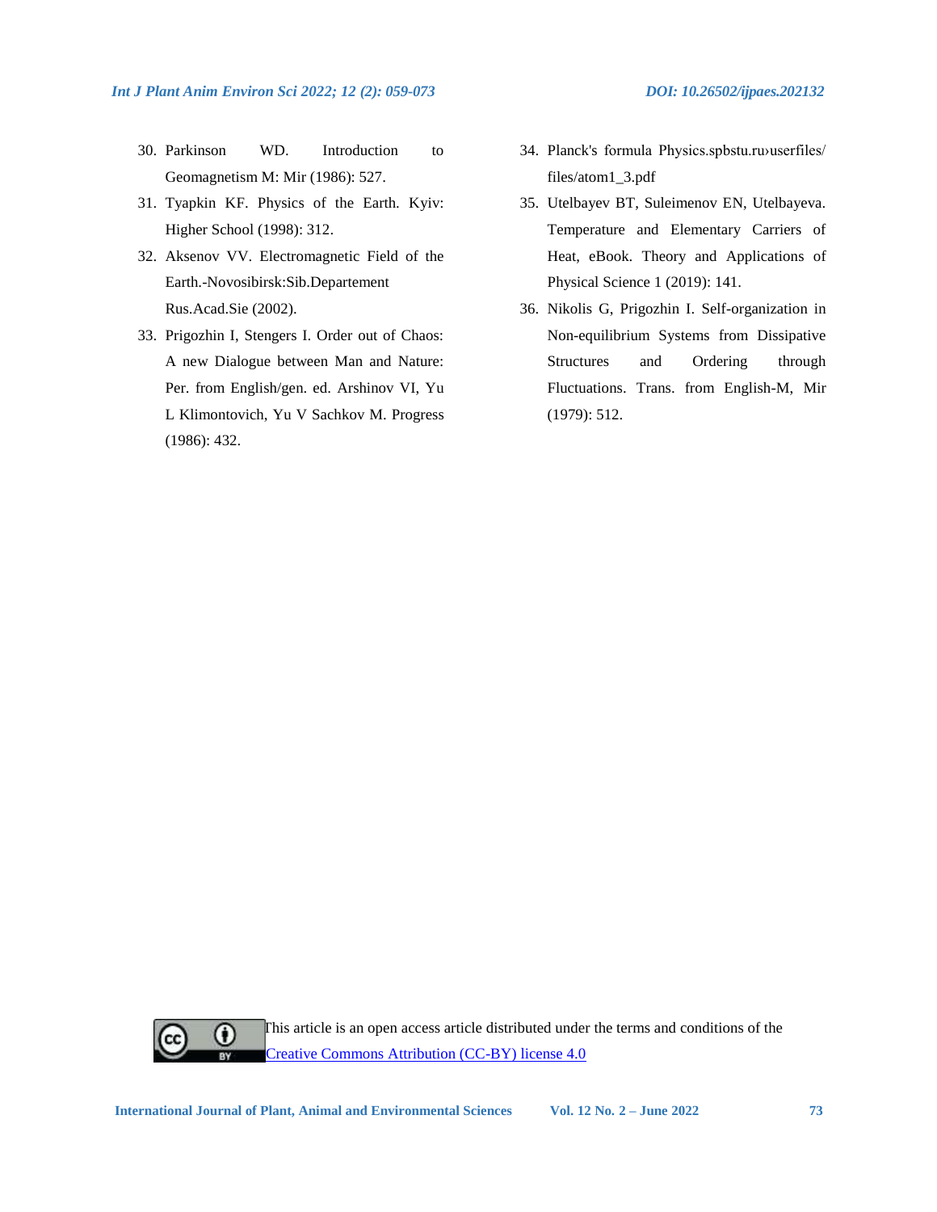30. Parkinson WD. Introduction to Geomagnetism M: Mir (1986): 527.
31. Tyapkin KF. Physics of the Earth. Kyiv: Higher School (1998): 312.
32. Aksenov VV. Electromagnetic Field of the Earth.-Novosibirsk:Sib.Departement Rus.Acad.Sie (2002).
33. Prigozhin I, Stengers I. Order out of Chaos: A new Dialogue between Man and Nature: Per. from English/gen. ed. Arshinov VI, Yu L Klimontovich, Yu V Sachkov M. Progress (1986): 432.
34. Planck's formula Physics.spbstu.ru›userfiles/files/atom1_3.pdf
35. Utelbayev BT, Suleimenov EN, Utelbayeva. Temperature and Elementary Carriers of Heat, eBook. Theory and Applications of Physical Science 1 (2019): 141.
36. Nikolis G, Prigozhin I. Self-organization in Non-equilibrium Systems from Dissipative Structures and Ordering through Fluctuations. Trans. from English-M, Mir (1979): 512.

This article is an open access article distributed under the terms and conditions of the [Creative Commons Attribution (CC-BY) license 4.0](https://creativecommons.org/licenses/by/4.0/)